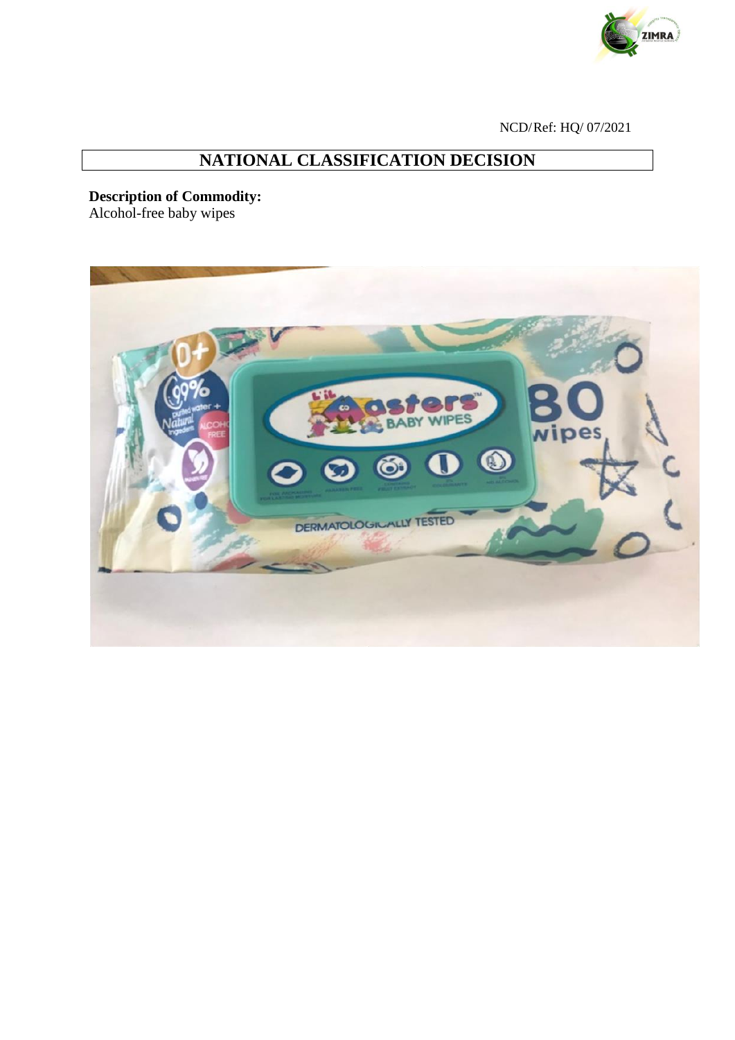NCD/Ref: HQ/ 07/2021

# NATIONAL CLASSIFICATION DECISION

**Description of Commodity:**
Alcohol-free baby wipes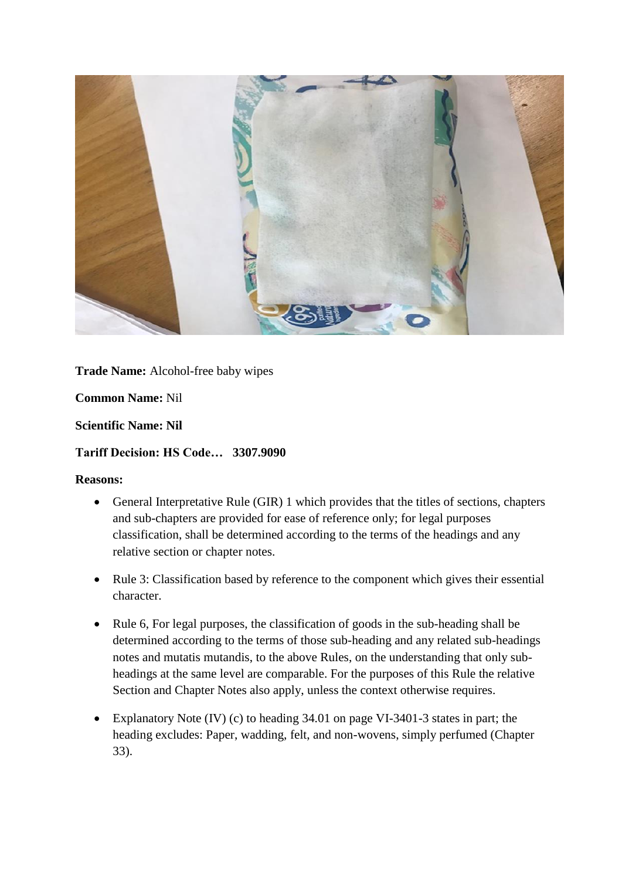**Trade Name:** Alcohol-free baby wipes

**Common Name:** Nil

**Scientific Name: Nil**

**Tariff Decision: HS Code… 3307.9090**

**Reasons:**

- General Interpretative Rule (GIR) 1 which provides that the titles of sections, chapters and sub-chapters are provided for ease of reference only; for legal purposes classification, shall be determined according to the terms of the headings and any relative section or chapter notes.
- Rule 3: Classification based by reference to the component which gives their essential character.
- Rule 6, For legal purposes, the classification of goods in the sub-heading shall be determined according to the terms of those sub-heading and any related sub-headings notes and mutatis mutandis, to the above Rules, on the understanding that only sub-headings at the same level are comparable. For the purposes of this Rule the relative Section and Chapter Notes also apply, unless the context otherwise requires.
- Explanatory Note (IV) (c) to heading 34.01 on page VI-3401-3 states in part; the heading excludes: Paper, wadding, felt, and non-wovens, simply perfumed (Chapter 33).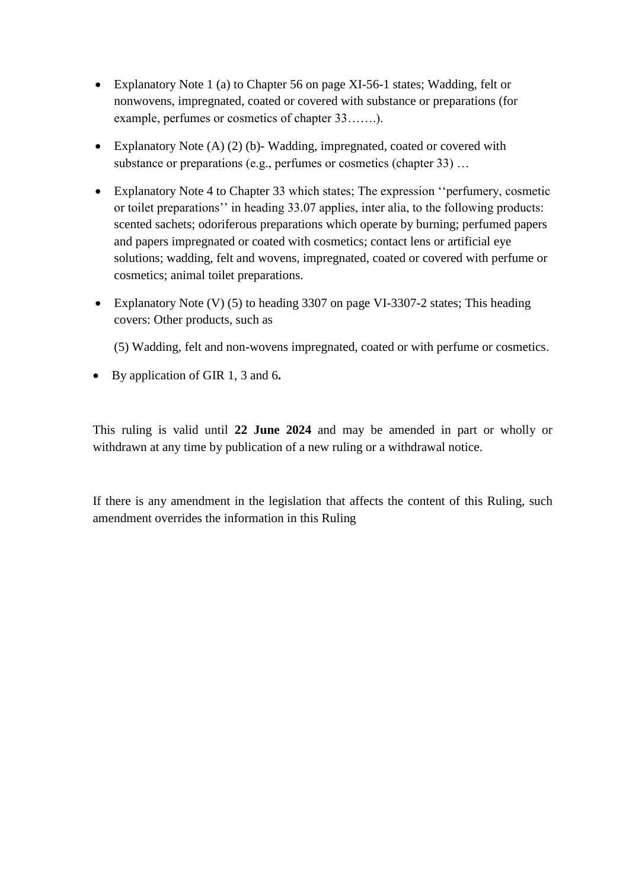- Explanatory Note 1 (a) to Chapter 56 on page XI-56-1 states; Wadding, felt or nonwovens, impregnated, coated or covered with substance or preparations (for example, perfumes or cosmetics of chapter 33…….).

- Explanatory Note (A) (2) (b)- Wadding, impregnated, coated or covered with substance or preparations (e.g., perfumes or cosmetics (chapter 33) …

- Explanatory Note 4 to Chapter 33 which states; The expression ‘‘perfumery, cosmetic or toilet preparations’’ in heading 33.07 applies, inter alia, to the following products: scented sachets; odoriferous preparations which operate by burning; perfumed papers and papers impregnated or coated with cosmetics; contact lens or artificial eye solutions; wadding, felt and wovens, impregnated, coated or covered with perfume or cosmetics; animal toilet preparations.

- Explanatory Note (V) (5) to heading 3307 on page VI-3307-2 states; This heading covers: Other products, such as

  (5) Wadding, felt and non-wovens impregnated, coated or with perfume or cosmetics.

- By application of GIR 1, 3 and 6**.**

This ruling is valid until **22 June 2024** and may be amended in part or wholly or withdrawn at any time by publication of a new ruling or a withdrawal notice.

If there is any amendment in the legislation that affects the content of this Ruling, such amendment overrides the information in this Ruling